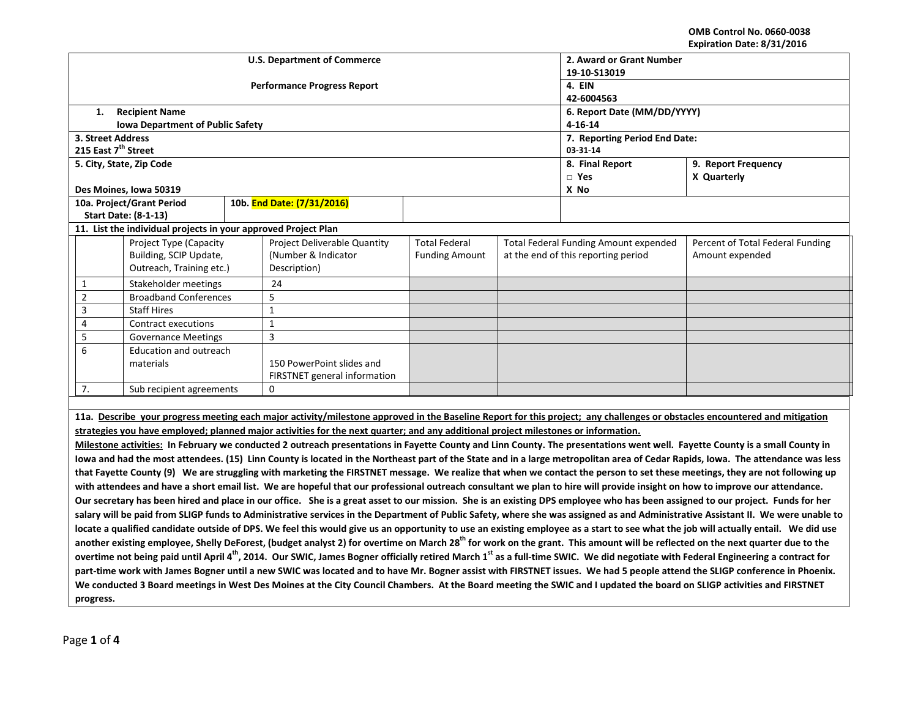OMB Control No. 0660-0038
Expiration Date: 8/31/2016

| U.S. Department of Commerce | 2. Award or Grant Number |
|---|---|
| | 19-10-S13019 |
| Performance Progress Report | 4. EIN |
| | 42-6004563 |
| 1. Recipient Name | 6. Report Date (MM/DD/YYYY) |
| Iowa Department of Public Safety | 4-16-14 |
| 3. Street Address | 7. Reporting Period End Date: |
| 215 East 7th Street | 03-31-14 |
| 5. City, State, Zip Code | 8. Final Report: □ Yes X No / 9. Report Frequency: X Quarterly |
| Des Moines, Iowa 50319 | |
| 10a. Project/Grant Period Start Date: (8-1-13) / 10b. End Date: (7/31/2016) | |

**11. List the individual projects in your approved Project Plan**

| | Project Type (Capacity Building, SCIP Update, Outreach, Training etc.) | Project Deliverable Quantity (Number & Indicator Description) | Total Federal Funding Amount | Total Federal Funding Amount expended at the end of this reporting period | Percent of Total Federal Funding Amount expended |
|---|---|---|---|---|---|
| 1 | Stakeholder meetings | 24 | | | |
| 2 | Broadband Conferences | 5 | | | |
| 3 | Staff Hires | 1 | | | |
| 4 | Contract executions | 1 | | | |
| 5 | Governance Meetings | 3 | | | |
| 6 | Education and outreach materials | 150 PowerPoint slides and FIRSTNET general information | | | |
| 7. | Sub recipient agreements | 0 | | | |

**11a. Describe your progress meeting each major activity/milestone approved in the Baseline Report for this project; any challenges or obstacles encountered and mitigation strategies you have employed; planned major activities for the next quarter; and any additional project milestones or information.**

**Milestone activities: In February we conducted 2 outreach presentations in Fayette County and Linn County. The presentations went well. Fayette County is a small County in Iowa and had the most attendees. (15) Linn County is located in the Northeast part of the State and in a large metropolitan area of Cedar Rapids, Iowa. The attendance was less that Fayette County (9) We are struggling with marketing the FIRSTNET message. We realize that when we contact the person to set these meetings, they are not following up with attendees and have a short email list. We are hopeful that our professional outreach consultant we plan to hire will provide insight on how to improve our attendance. Our secretary has been hired and place in our office. She is a great asset to our mission. She is an existing DPS employee who has been assigned to our project. Funds for her salary will be paid from SLIGP funds to Administrative services in the Department of Public Safety, where she was assigned as and Administrative Assistant II. We were unable to locate a qualified candidate outside of DPS. We feel this would give us an opportunity to use an existing employee as a start to see what the job will actually entail. We did use another existing employee, Shelly DeForest, (budget analyst 2) for overtime on March 28th for work on the grant. This amount will be reflected on the next quarter due to the overtime not being paid until April 4th, 2014. Our SWIC, James Bogner officially retired March 1st as a full-time SWIC. We did negotiate with Federal Engineering a contract for part-time work with James Bogner until a new SWIC was located and to have Mr. Bogner assist with FIRSTNET issues. We had 5 people attend the SLIGP conference in Phoenix. We conducted 3 Board meetings in West Des Moines at the City Council Chambers. At the Board meeting the SWIC and I updated the board on SLIGP activities and FIRSTNET progress.**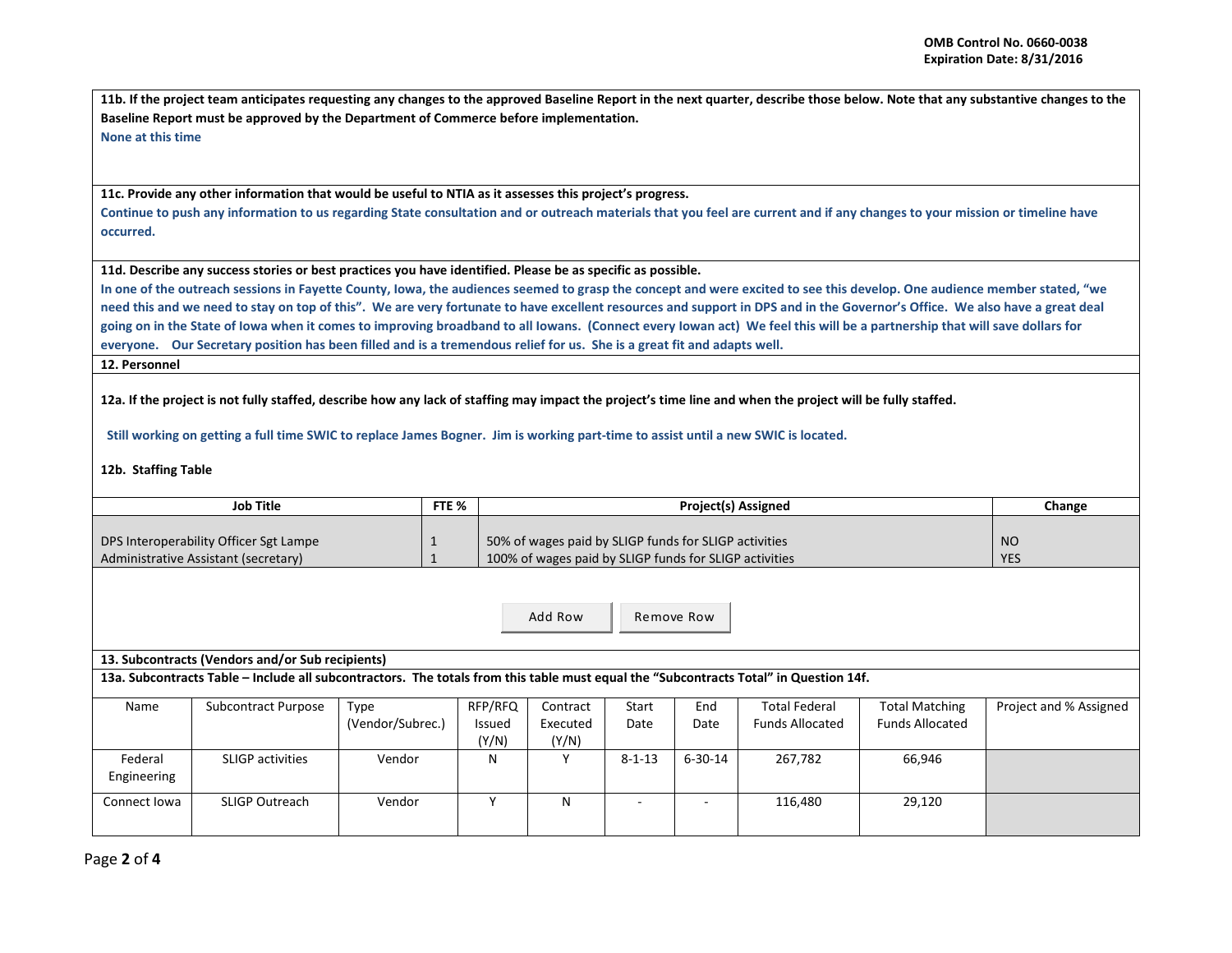**11b. If the project team anticipates requesting any changes to the approved Baseline Report in the next quarter, describe those below. Note that any substantive changes to the Baseline Report must be approved by the Department of Commerce before implementation.**

None at this time

**11c. Provide any other information that would be useful to NTIA as it assesses this project's progress.**

Continue to push any information to us regarding State consultation and or outreach materials that you feel are current and if any changes to your mission or timeline have occurred.

**11d. Describe any success stories or best practices you have identified. Please be as specific as possible.**

In one of the outreach sessions in Fayette County, Iowa, the audiences seemed to grasp the concept and were excited to see this develop. One audience member stated, "we need this and we need to stay on top of this". We are very fortunate to have excellent resources and support in DPS and in the Governor's Office. We also have a great deal going on in the State of Iowa when it comes to improving broadband to all Iowans. (Connect every Iowan act) We feel this will be a partnership that will save dollars for everyone. Our Secretary position has been filled and is a tremendous relief for us. She is a great fit and adapts well.

**12. Personnel**

**12a. If the project is not fully staffed, describe how any lack of staffing may impact the project's time line and when the project will be fully staffed.**

Still working on getting a full time SWIC to replace James Bogner. Jim is working part-time to assist until a new SWIC is located.

**12b. Staffing Table**

| Job Title | FTE % | Project(s) Assigned | Change |
|---|---|---|---|
| DPS Interoperability Officer Sgt Lampe | 1 | 50% of wages paid by SLIGP funds for SLIGP activities | NO |
| Administrative Assistant (secretary) | 1 | 100% of wages paid by SLIGP funds for SLIGP activities | YES |

**13. Subcontracts (Vendors and/or Sub recipients)**

**13a. Subcontracts Table – Include all subcontractors. The totals from this table must equal the "Subcontracts Total" in Question 14f.**

| Name | Subcontract Purpose | Type (Vendor/Subrec.) | RFP/RFQ Issued (Y/N) | Contract Executed (Y/N) | Start Date | End Date | Total Federal Funds Allocated | Total Matching Funds Allocated | Project and % Assigned |
|---|---|---|---|---|---|---|---|---|---|
| Federal Engineering | SLIGP activities | Vendor | N | Y | 8-1-13 | 6-30-14 | 267,782 | 66,946 | |
| Connect Iowa | SLIGP Outreach | Vendor | Y | N | - | - | 116,480 | 29,120 | |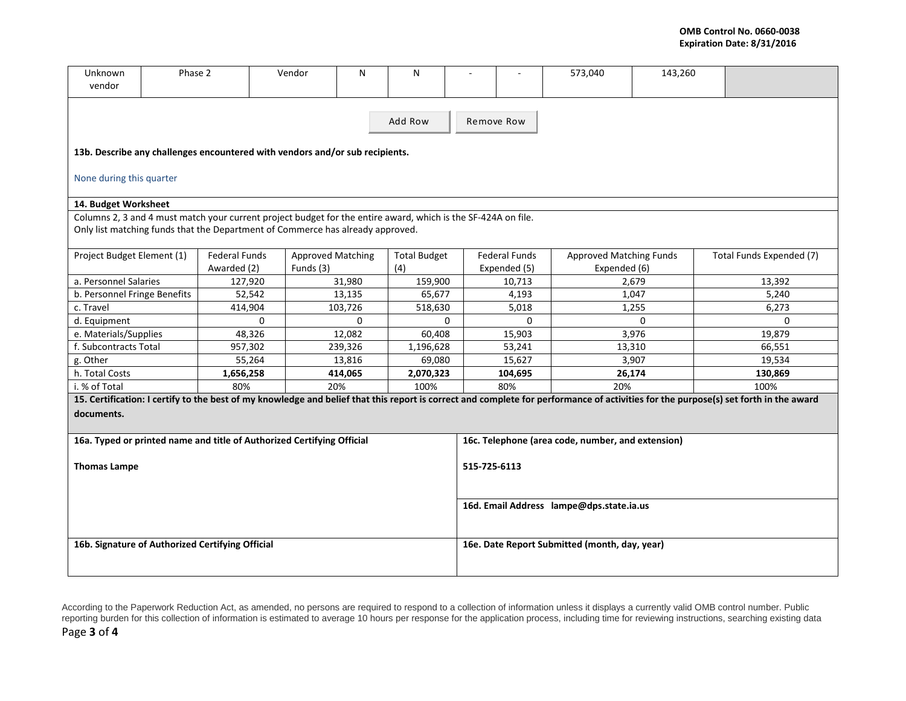OMB Control No. 0660-0038
Expiration Date: 8/31/2016

| Unknown vendor | Phase 2 | Vendor | N | N | - | - | 573,040 | 143,260 | |
|---|---|---|---|---|---|---|---|---|---|

Add Row | Remove Row

**13b. Describe any challenges encountered with vendors and/or sub recipients.**

None during this quarter

**14. Budget Worksheet**

Columns 2, 3 and 4 must match your current project budget for the entire award, which is the SF-424A on file.
Only list matching funds that the Department of Commerce has already approved.

| Project Budget Element (1) | Federal Funds Awarded (2) | Approved Matching Funds (3) | Total Budget (4) | Federal Funds Expended (5) | Approved Matching Funds Expended (6) | Total Funds Expended (7) |
|---|---|---|---|---|---|---|
| a. Personnel Salaries | 127,920 | 31,980 | 159,900 | 10,713 | 2,679 | 13,392 |
| b. Personnel Fringe Benefits | 52,542 | 13,135 | 65,677 | 4,193 | 1,047 | 5,240 |
| c. Travel | 414,904 | 103,726 | 518,630 | 5,018 | 1,255 | 6,273 |
| d. Equipment | 0 | 0 | 0 | 0 | 0 | 0 |
| e. Materials/Supplies | 48,326 | 12,082 | 60,408 | 15,903 | 3,976 | 19,879 |
| f. Subcontracts Total | 957,302 | 239,326 | 1,196,628 | 53,241 | 13,310 | 66,551 |
| g. Other | 55,264 | 13,816 | 69,080 | 15,627 | 3,907 | 19,534 |
| h. Total Costs | **1,656,258** | **414,065** | **2,070,323** | **104,695** | **26,174** | **130,869** |
| i. % of Total | 80% | 20% | 100% | 80% | 20% | 100% |

**15. Certification: I certify to the best of my knowledge and belief that this report is correct and complete for performance of activities for the purpose(s) set forth in the award documents.**

| **16a. Typed or printed name and title of Authorized Certifying Official** | **16c. Telephone (area code, number, and extension)** |
|---|---|
| **Thomas Lampe** | **515-725-6113** |
| | **16d. Email Address** **lampe@dps.state.ia.us** |
| **16b. Signature of Authorized Certifying Official** | **16e. Date Report Submitted (month, day, year)** |

According to the Paperwork Reduction Act, as amended, no persons are required to respond to a collection of information unless it displays a currently valid OMB control number. Public reporting burden for this collection of information is estimated to average 10 hours per response for the application process, including time for reviewing instructions, searching existing data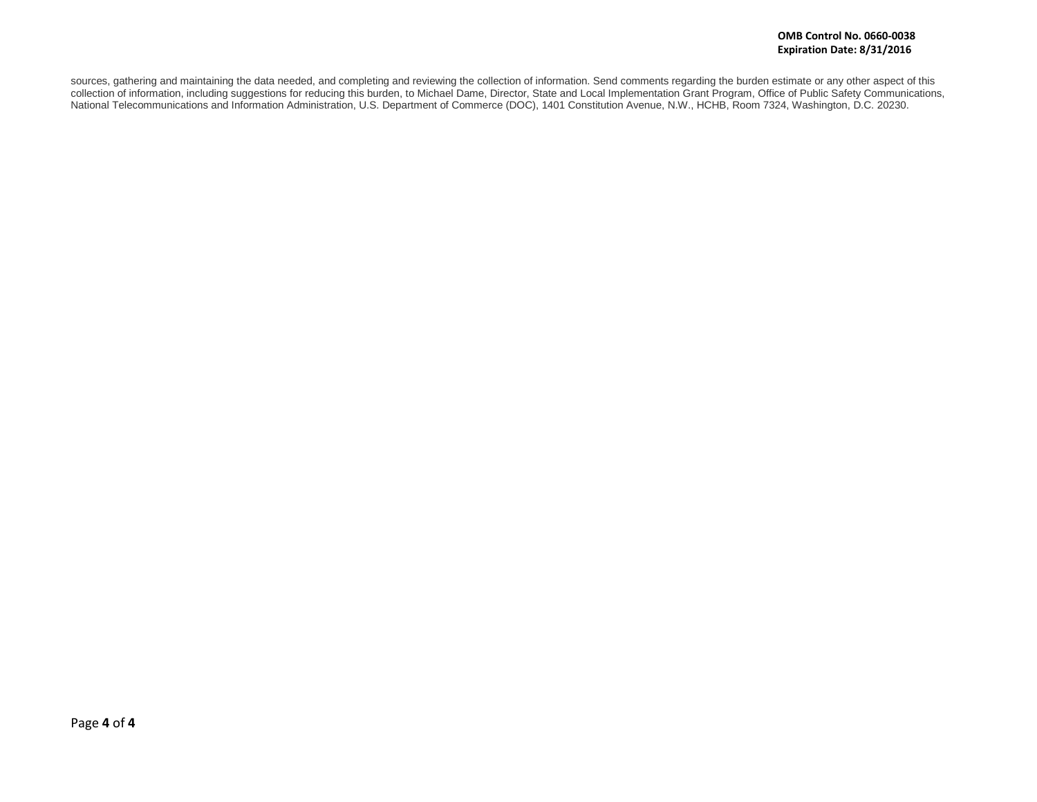sources, gathering and maintaining the data needed, and completing and reviewing the collection of information. Send comments regarding the burden estimate or any other aspect of this collection of information, including suggestions for reducing this burden, to Michael Dame, Director, State and Local Implementation Grant Program, Office of Public Safety Communications, National Telecommunications and Information Administration, U.S. Department of Commerce (DOC), 1401 Constitution Avenue, N.W., HCHB, Room 7324, Washington, D.C. 20230.